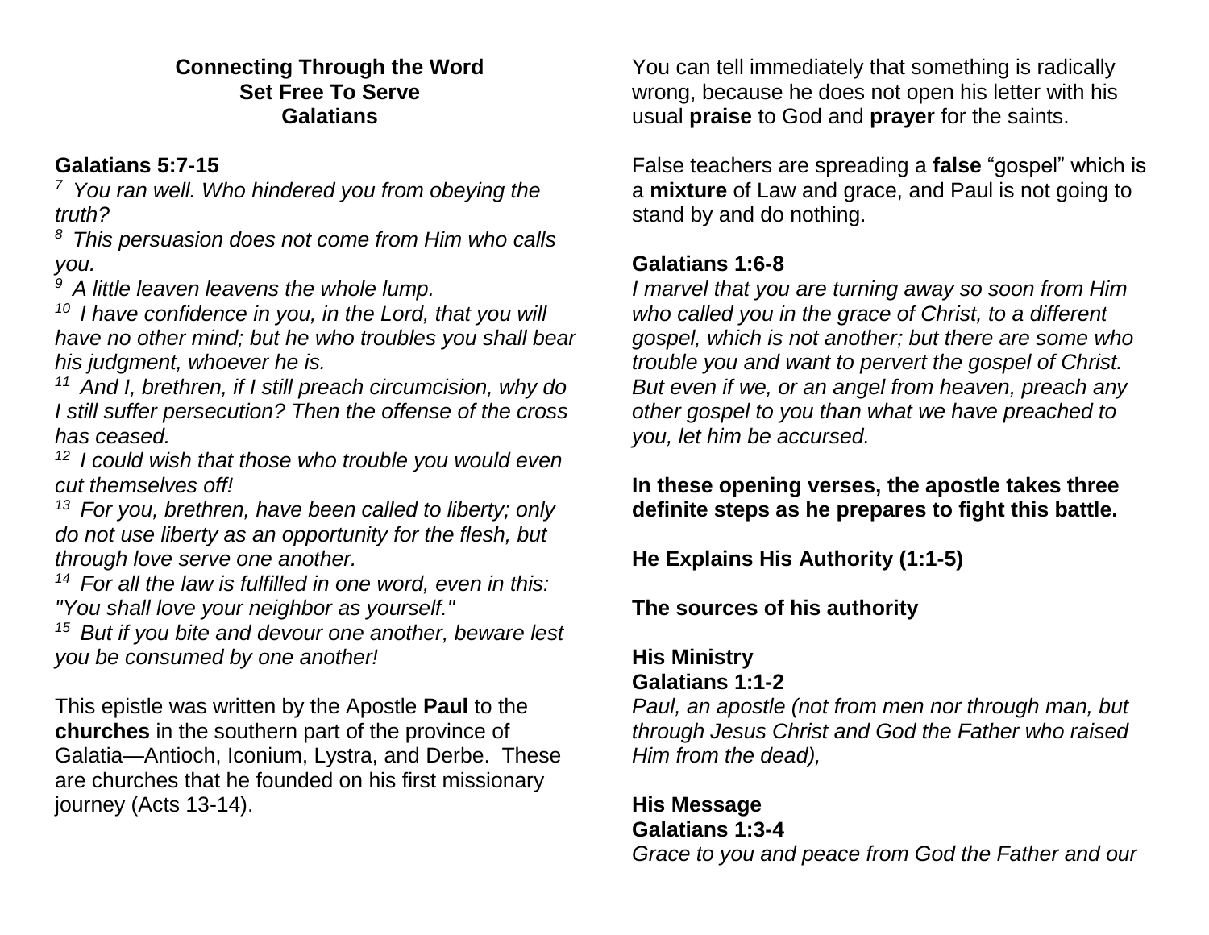**Connecting Through the Word**
**Set Free To Serve**
**Galatians**

**Galatians 5:7-15**

*7 You ran well. Who hindered you from obeying the truth?*
*8 This persuasion does not come from Him who calls you.*
*9 A little leaven leavens the whole lump.*
*10 I have confidence in you, in the Lord, that you will have no other mind; but he who troubles you shall bear his judgment, whoever he is.*
*11 And I, brethren, if I still preach circumcision, why do I still suffer persecution? Then the offense of the cross has ceased.*
*12 I could wish that those who trouble you would even cut themselves off!*
*13 For you, brethren, have been called to liberty; only do not use liberty as an opportunity for the flesh, but through love serve one another.*
*14 For all the law is fulfilled in one word, even in this: "You shall love your neighbor as yourself."*
*15 But if you bite and devour one another, beware lest you be consumed by one another!*

This epistle was written by the Apostle **Paul** to the **churches** in the southern part of the province of Galatia—Antioch, Iconium, Lystra, and Derbe. These are churches that he founded on his first missionary journey (Acts 13-14).

You can tell immediately that something is radically wrong, because he does not open his letter with his usual **praise** to God and **prayer** for the saints.

False teachers are spreading a **false** "gospel" which is a **mixture** of Law and grace, and Paul is not going to stand by and do nothing.

**Galatians 1:6-8**

*I marvel that you are turning away so soon from Him who called you in the grace of Christ, to a different gospel, which is not another; but there are some who trouble you and want to pervert the gospel of Christ. But even if we, or an angel from heaven, preach any other gospel to you than what we have preached to you, let him be accursed.*

**In these opening verses, the apostle takes three definite steps as he prepares to fight this battle.**

**He Explains His Authority (1:1-5)**

**The sources of his authority**

**His Ministry**
**Galatians 1:1-2**

*Paul, an apostle (not from men nor through man, but through Jesus Christ and God the Father who raised Him from the dead),*

**His Message**
**Galatians 1:3-4**

*Grace to you and peace from God the Father and our*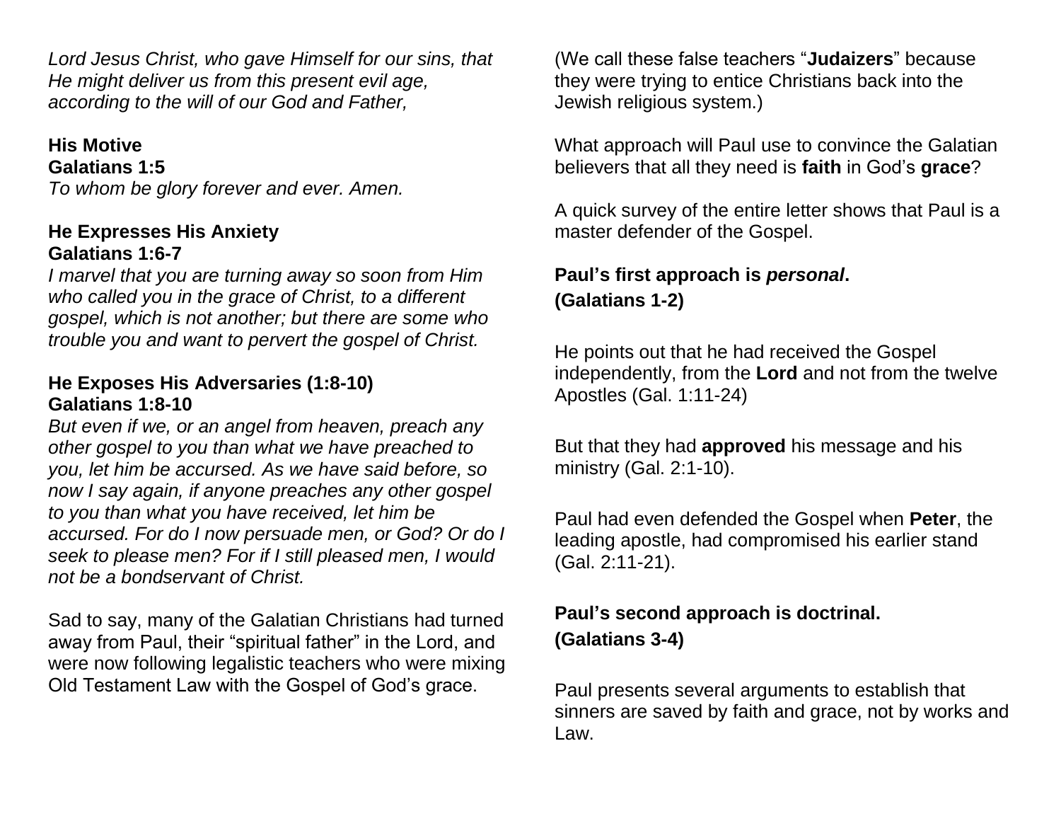*Lord Jesus Christ, who gave Himself for our sins, that He might deliver us from this present evil age, according to the will of our God and Father,*

**His Motive**
**Galatians 1:5**
*To whom be glory forever and ever. Amen.*

**He Expresses His Anxiety**
**Galatians 1:6-7**
*I marvel that you are turning away so soon from Him who called you in the grace of Christ, to a different gospel, which is not another; but there are some who trouble you and want to pervert the gospel of Christ.*

**He Exposes His Adversaries (1:8-10)**
**Galatians 1:8-10**
*But even if we, or an angel from heaven, preach any other gospel to you than what we have preached to you, let him be accursed. As we have said before, so now I say again, if anyone preaches any other gospel to you than what you have received, let him be accursed. For do I now persuade men, or God? Or do I seek to please men? For if I still pleased men, I would not be a bondservant of Christ.*

Sad to say, many of the Galatian Christians had turned away from Paul, their "spiritual father" in the Lord, and were now following legalistic teachers who were mixing Old Testament Law with the Gospel of God's grace.

(We call these false teachers "**Judaizers**" because they were trying to entice Christians back into the Jewish religious system.)

What approach will Paul use to convince the Galatian believers that all they need is **faith** in God's **grace**?

A quick survey of the entire letter shows that Paul is a master defender of the Gospel.

**Paul's first approach is *personal*.**
**(Galatians 1-2)**

He points out that he had received the Gospel independently, from the **Lord** and not from the twelve Apostles (Gal. 1:11-24)

But that they had **approved** his message and his ministry (Gal. 2:1-10).

Paul had even defended the Gospel when **Peter**, the leading apostle, had compromised his earlier stand (Gal. 2:11-21).

**Paul's second approach is doctrinal.**
**(Galatians 3-4)**

Paul presents several arguments to establish that sinners are saved by faith and grace, not by works and Law.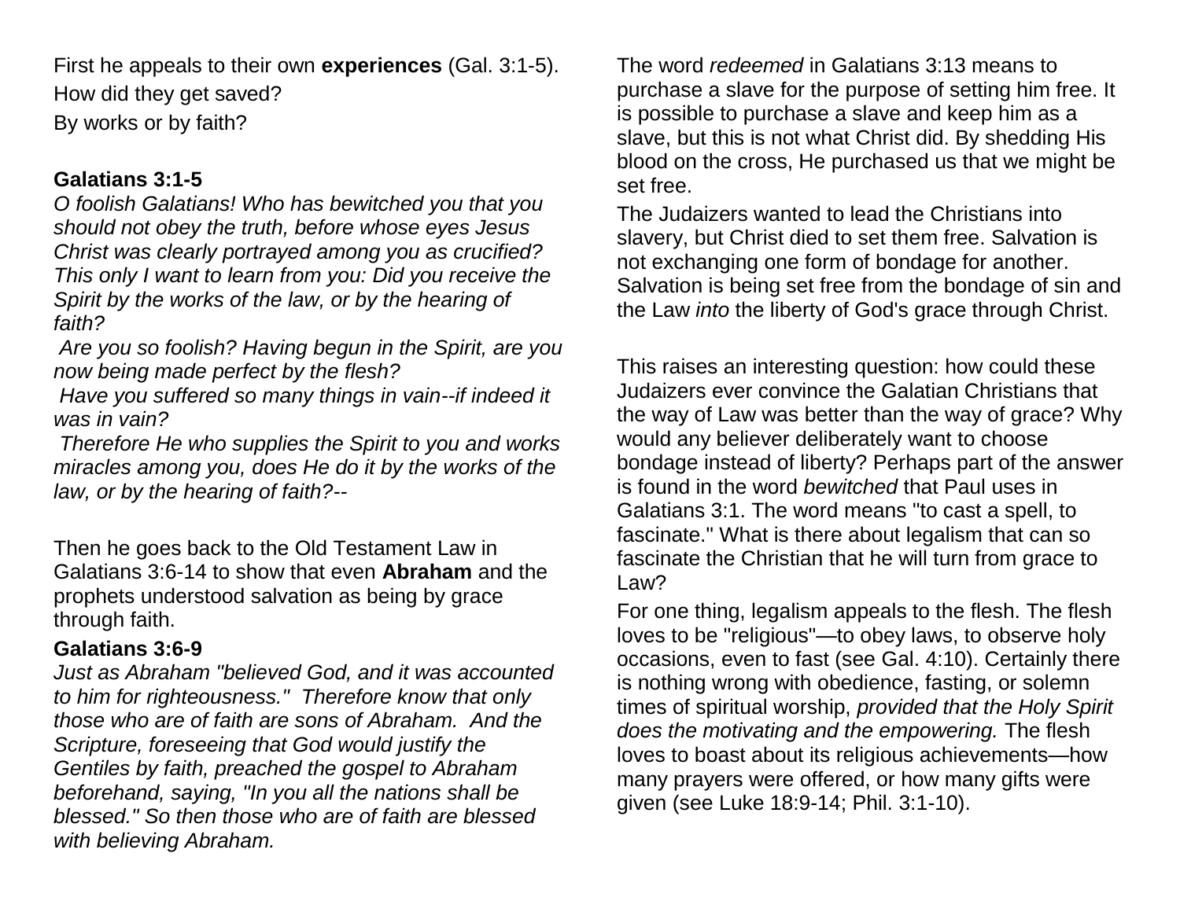First he appeals to their own **experiences** (Gal. 3:1-5).

How did they get saved?

By works or by faith?

**Galatians 3:1-5**

*O foolish Galatians! Who has bewitched you that you should not obey the truth, before whose eyes Jesus Christ was clearly portrayed among you as crucified? This only I want to learn from you: Did you receive the Spirit by the works of the law, or by the hearing of faith?*

*Are you so foolish? Having begun in the Spirit, are you now being made perfect by the flesh?*

*Have you suffered so many things in vain--if indeed it was in vain?*

*Therefore He who supplies the Spirit to you and works miracles among you, does He do it by the works of the law, or by the hearing of faith?--*

Then he goes back to the Old Testament Law in Galatians 3:6-14 to show that even **Abraham** and the prophets understood salvation as being by grace through faith.

**Galatians 3:6-9**

*Just as Abraham "believed God, and it was accounted to him for righteousness." Therefore know that only those who are of faith are sons of Abraham. And the Scripture, foreseeing that God would justify the Gentiles by faith, preached the gospel to Abraham beforehand, saying, "In you all the nations shall be blessed." So then those who are of faith are blessed with believing Abraham.*

The word *redeemed* in Galatians 3:13 means to purchase a slave for the purpose of setting him free. It is possible to purchase a slave and keep him as a slave, but this is not what Christ did. By shedding His blood on the cross, He purchased us that we might be set free.

The Judaizers wanted to lead the Christians into slavery, but Christ died to set them free. Salvation is not exchanging one form of bondage for another. Salvation is being set free from the bondage of sin and the Law *into* the liberty of God's grace through Christ.

This raises an interesting question: how could these Judaizers ever convince the Galatian Christians that the way of Law was better than the way of grace? Why would any believer deliberately want to choose bondage instead of liberty? Perhaps part of the answer is found in the word *bewitched* that Paul uses in Galatians 3:1. The word means "to cast a spell, to fascinate." What is there about legalism that can so fascinate the Christian that he will turn from grace to Law?

For one thing, legalism appeals to the flesh. The flesh loves to be "religious"—to obey laws, to observe holy occasions, even to fast (see Gal. 4:10). Certainly there is nothing wrong with obedience, fasting, or solemn times of spiritual worship, *provided that the Holy Spirit does the motivating and the empowering.* The flesh loves to boast about its religious achievements—how many prayers were offered, or how many gifts were given (see Luke 18:9-14; Phil. 3:1-10).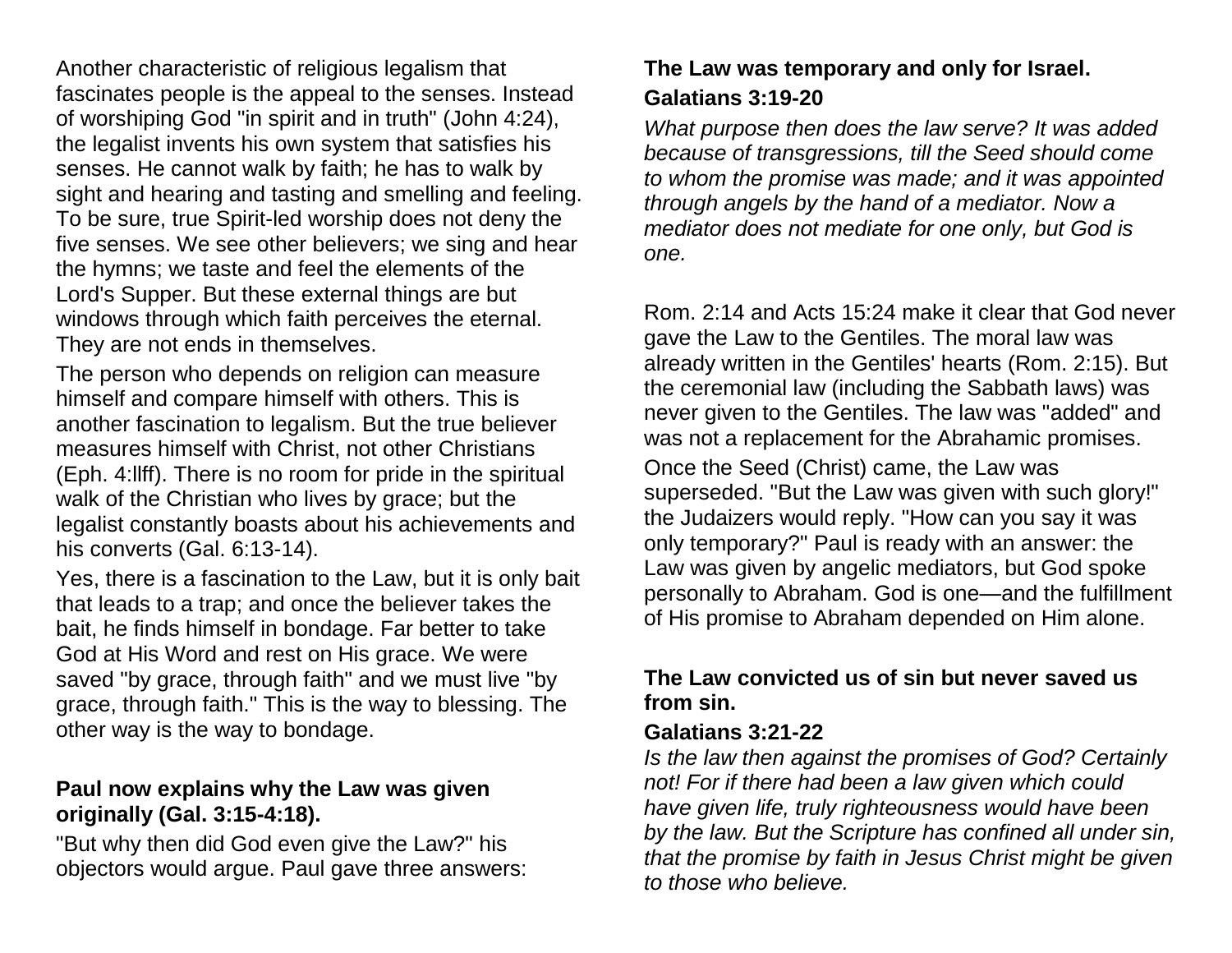Another characteristic of religious legalism that fascinates people is the appeal to the senses. Instead of worshiping God "in spirit and in truth" (John 4:24), the legalist invents his own system that satisfies his senses. He cannot walk by faith; he has to walk by sight and hearing and tasting and smelling and feeling. To be sure, true Spirit-led worship does not deny the five senses. We see other believers; we sing and hear the hymns; we taste and feel the elements of the Lord's Supper. But these external things are but windows through which faith perceives the eternal. They are not ends in themselves.

The person who depends on religion can measure himself and compare himself with others. This is another fascination to legalism. But the true believer measures himself with Christ, not other Christians (Eph. 4:llff). There is no room for pride in the spiritual walk of the Christian who lives by grace; but the legalist constantly boasts about his achievements and his converts (Gal. 6:13-14).

Yes, there is a fascination to the Law, but it is only bait that leads to a trap; and once the believer takes the bait, he finds himself in bondage. Far better to take God at His Word and rest on His grace. We were saved "by grace, through faith" and we must live "by grace, through faith." This is the way to blessing. The other way is the way to bondage.

**Paul now explains why the Law was given originally (Gal. 3:15-4:18).**

"But why then did God even give the Law?" his objectors would argue. Paul gave three answers:

**The Law was temporary and only for Israel.**

**Galatians 3:19-20**

*What purpose then does the law serve? It was added because of transgressions, till the Seed should come to whom the promise was made; and it was appointed through angels by the hand of a mediator. Now a mediator does not mediate for one only, but God is one.*

Rom. 2:14 and Acts 15:24 make it clear that God never gave the Law to the Gentiles. The moral law was already written in the Gentiles' hearts (Rom. 2:15). But the ceremonial law (including the Sabbath laws) was never given to the Gentiles. The law was "added" and was not a replacement for the Abrahamic promises.

Once the Seed (Christ) came, the Law was superseded. "But the Law was given with such glory!" the Judaizers would reply. "How can you say it was only temporary?" Paul is ready with an answer: the Law was given by angelic mediators, but God spoke personally to Abraham. God is one—and the fulfillment of His promise to Abraham depended on Him alone.

**The Law convicted us of sin but never saved us from sin.**

**Galatians 3:21-22**

*Is the law then against the promises of God? Certainly not! For if there had been a law given which could have given life, truly righteousness would have been by the law. But the Scripture has confined all under sin, that the promise by faith in Jesus Christ might be given to those who believe.*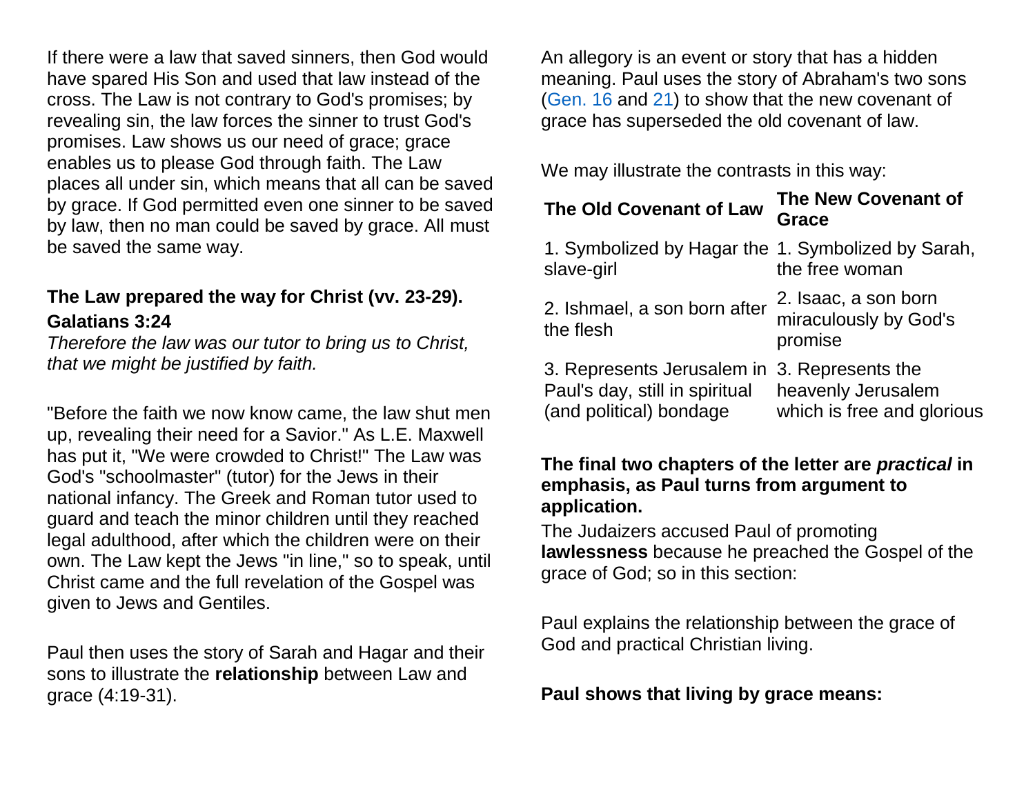If there were a law that saved sinners, then God would have spared His Son and used that law instead of the cross. The Law is not contrary to God's promises; by revealing sin, the law forces the sinner to trust God's promises. Law shows us our need of grace; grace enables us to please God through faith. The Law places all under sin, which means that all can be saved by grace. If God permitted even one sinner to be saved by law, then no man could be saved by grace. All must be saved the same way.

**The Law prepared the way for Christ (vv. 23-29).**

**Galatians 3:24**

*Therefore the law was our tutor to bring us to Christ, that we might be justified by faith.*

"Before the faith we now know came, the law shut men up, revealing their need for a Savior." As L.E. Maxwell has put it, "We were crowded to Christ!" The Law was God's "schoolmaster" (tutor) for the Jews in their national infancy. The Greek and Roman tutor used to guard and teach the minor children until they reached legal adulthood, after which the children were on their own. The Law kept the Jews "in line," so to speak, until Christ came and the full revelation of the Gospel was given to Jews and Gentiles.

Paul then uses the story of Sarah and Hagar and their sons to illustrate the **relationship** between Law and grace (4:19-31).

An allegory is an event or story that has a hidden meaning. Paul uses the story of Abraham's two sons (Gen. 16 and 21) to show that the new covenant of grace has superseded the old covenant of law.

We may illustrate the contrasts in this way:

| The Old Covenant of Law | The New Covenant of Grace |
|---|---|
| 1. Symbolized by Hagar the slave-girl | 1. Symbolized by Sarah, the free woman |
| 2. Ishmael, a son born after the flesh | 2. Isaac, a son born miraculously by God's promise |
| 3. Represents Jerusalem in Paul's day, still in spiritual (and political) bondage | 3. Represents the heavenly Jerusalem which is free and glorious |

**The final two chapters of the letter are *practical* in emphasis, as Paul turns from argument to application.**

The Judaizers accused Paul of promoting **lawlessness** because he preached the Gospel of the grace of God; so in this section:

Paul explains the relationship between the grace of God and practical Christian living.

**Paul shows that living by grace means:**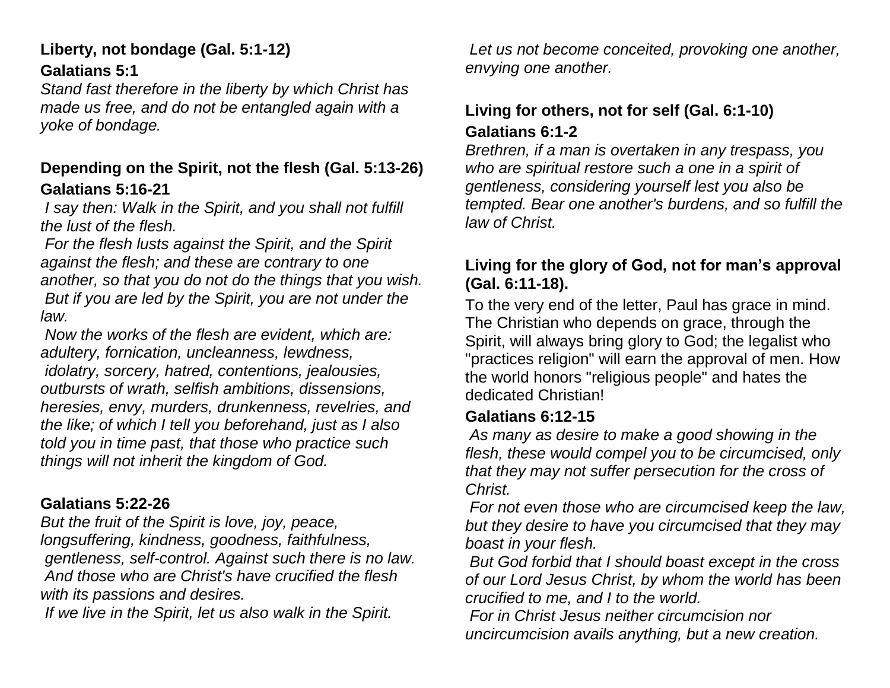**Liberty, not bondage (Gal. 5:1-12)**

**Galatians 5:1**

*Stand fast therefore in the liberty by which Christ has made us free, and do not be entangled again with a yoke of bondage.*

**Depending on the Spirit, not the flesh (Gal. 5:13-26)**

**Galatians 5:16-21**

*I say then: Walk in the Spirit, and you shall not fulfill the lust of the flesh.*
*For the flesh lusts against the Spirit, and the Spirit against the flesh; and these are contrary to one another, so that you do not do the things that you wish.*
*But if you are led by the Spirit, you are not under the law.*
*Now the works of the flesh are evident, which are: adultery, fornication, uncleanness, lewdness,*
*idolatry, sorcery, hatred, contentions, jealousies, outbursts of wrath, selfish ambitions, dissensions, heresies, envy, murders, drunkenness, revelries, and the like; of which I tell you beforehand, just as I also told you in time past, that those who practice such things will not inherit the kingdom of God.*

**Galatians 5:22-26**

*But the fruit of the Spirit is love, joy, peace, longsuffering, kindness, goodness, faithfulness,*
*gentleness, self-control. Against such there is no law.*
*And those who are Christ's have crucified the flesh with its passions and desires.*
*If we live in the Spirit, let us also walk in the Spirit.*
*Let us not become conceited, provoking one another, envying one another.*

**Living for others, not for self (Gal. 6:1-10)**

**Galatians 6:1-2**

*Brethren, if a man is overtaken in any trespass, you who are spiritual restore such a one in a spirit of gentleness, considering yourself lest you also be tempted. Bear one another's burdens, and so fulfill the law of Christ.*

**Living for the glory of God, not for man's approval (Gal. 6:11-18).**

To the very end of the letter, Paul has grace in mind. The Christian who depends on grace, through the Spirit, will always bring glory to God; the legalist who "practices religion" will earn the approval of men. How the world honors "religious people" and hates the dedicated Christian!

**Galatians 6:12-15**

*As many as desire to make a good showing in the flesh, these would compel you to be circumcised, only that they may not suffer persecution for the cross of Christ.*
*For not even those who are circumcised keep the law, but they desire to have you circumcised that they may boast in your flesh.*
*But God forbid that I should boast except in the cross of our Lord Jesus Christ, by whom the world has been crucified to me, and I to the world.*
*For in Christ Jesus neither circumcision nor uncircumcision avails anything, but a new creation.*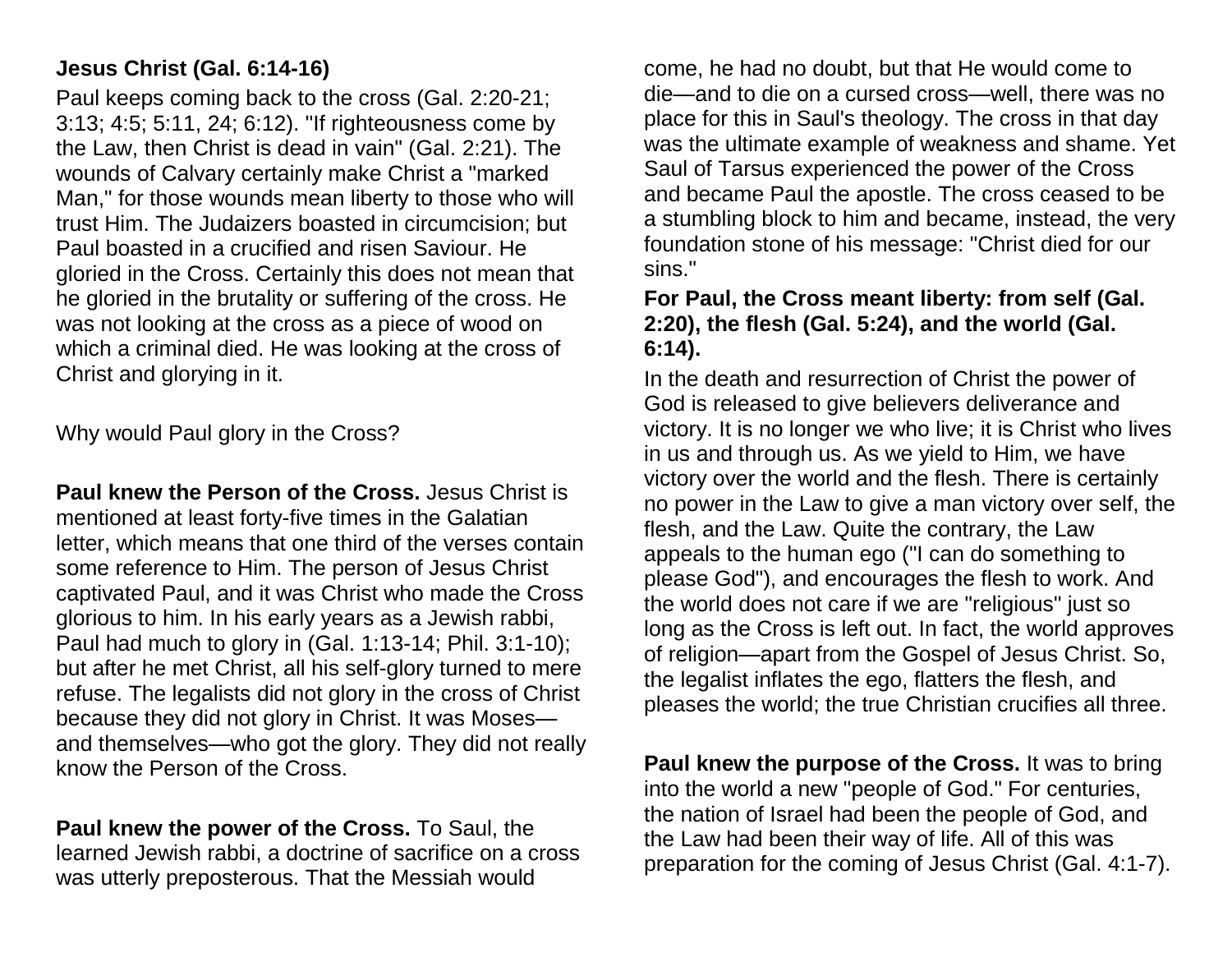**Jesus Christ (Gal. 6:14-16)**

Paul keeps coming back to the cross (Gal. 2:20-21; 3:13; 4:5; 5:11, 24; 6:12). "If righteousness come by the Law, then Christ is dead in vain" (Gal. 2:21). The wounds of Calvary certainly make Christ a "marked Man," for those wounds mean liberty to those who will trust Him. The Judaizers boasted in circumcision; but Paul boasted in a crucified and risen Saviour. He gloried in the Cross. Certainly this does not mean that he gloried in the brutality or suffering of the cross. He was not looking at the cross as a piece of wood on which a criminal died. He was looking at the cross of Christ and glorying in it.

Why would Paul glory in the Cross?

**Paul knew the Person of the Cross.** Jesus Christ is mentioned at least forty-five times in the Galatian letter, which means that one third of the verses contain some reference to Him. The person of Jesus Christ captivated Paul, and it was Christ who made the Cross glorious to him. In his early years as a Jewish rabbi, Paul had much to glory in (Gal. 1:13-14; Phil. 3:1-10); but after he met Christ, all his self-glory turned to mere refuse. The legalists did not glory in the cross of Christ because they did not glory in Christ. It was Moses—and themselves—who got the glory. They did not really know the Person of the Cross.

**Paul knew the power of the Cross.** To Saul, the learned Jewish rabbi, a doctrine of sacrifice on a cross was utterly preposterous. That the Messiah would come, he had no doubt, but that He would come to die—and to die on a cursed cross—well, there was no place for this in Saul's theology. The cross in that day was the ultimate example of weakness and shame. Yet Saul of Tarsus experienced the power of the Cross and became Paul the apostle. The cross ceased to be a stumbling block to him and became, instead, the very foundation stone of his message: "Christ died for our sins."

**For Paul, the Cross meant liberty: from self (Gal. 2:20), the flesh (Gal. 5:24), and the world (Gal. 6:14).**

In the death and resurrection of Christ the power of God is released to give believers deliverance and victory. It is no longer we who live; it is Christ who lives in us and through us. As we yield to Him, we have victory over the world and the flesh. There is certainly no power in the Law to give a man victory over self, the flesh, and the Law. Quite the contrary, the Law appeals to the human ego ("I can do something to please God"), and encourages the flesh to work. And the world does not care if we are "religious" just so long as the Cross is left out. In fact, the world approves of religion—apart from the Gospel of Jesus Christ. So, the legalist inflates the ego, flatters the flesh, and pleases the world; the true Christian crucifies all three.

**Paul knew the purpose of the Cross.** It was to bring into the world a new "people of God." For centuries, the nation of Israel had been the people of God, and the Law had been their way of life. All of this was preparation for the coming of Jesus Christ (Gal. 4:1-7).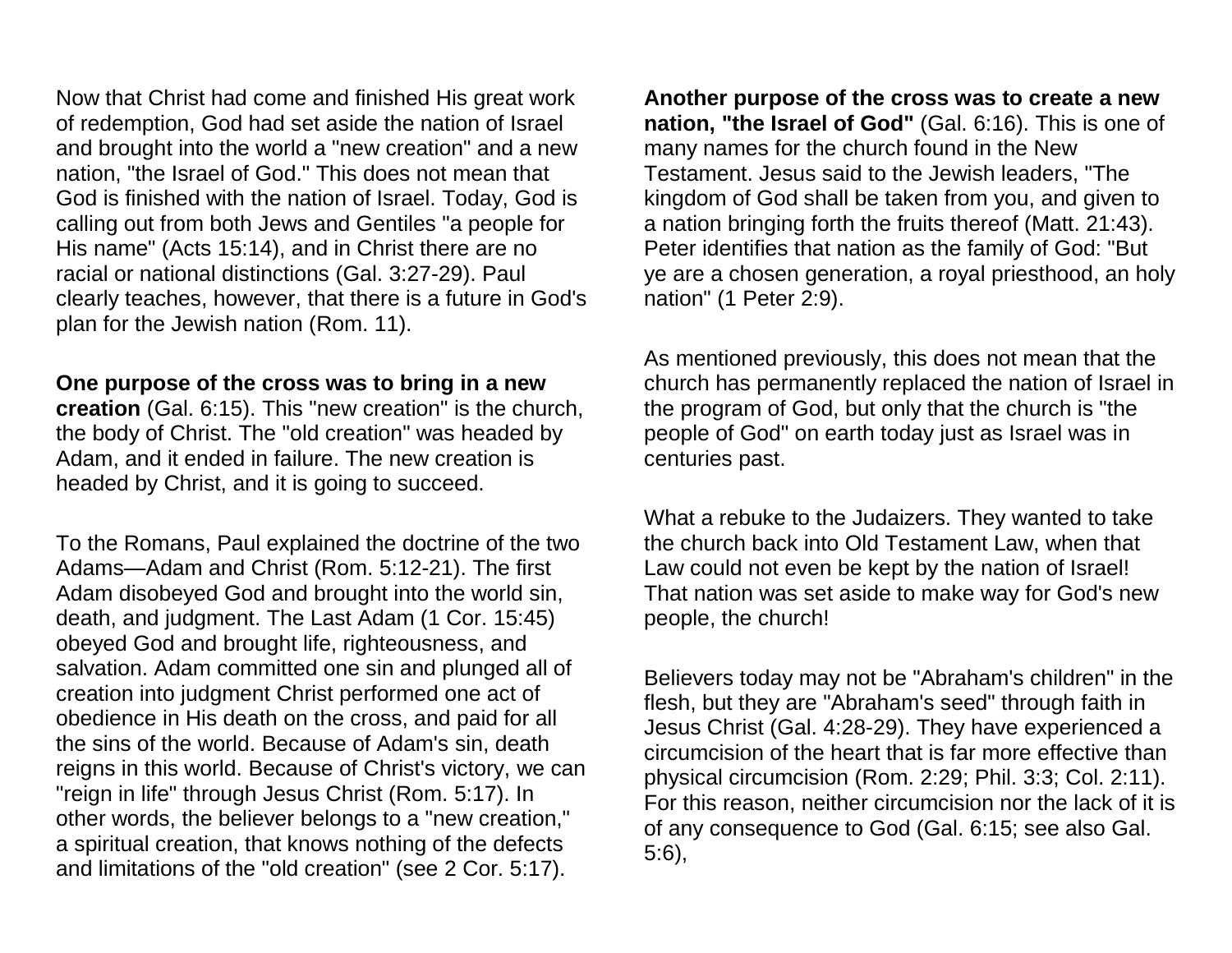Now that Christ had come and finished His great work of redemption, God had set aside the nation of Israel and brought into the world a "new creation" and a new nation, "the Israel of God." This does not mean that God is finished with the nation of Israel. Today, God is calling out from both Jews and Gentiles "a people for His name" (Acts 15:14), and in Christ there are no racial or national distinctions (Gal. 3:27-29). Paul clearly teaches, however, that there is a future in God's plan for the Jewish nation (Rom. 11).

**One purpose of the cross was to bring in a new creation** (Gal. 6:15). This "new creation" is the church, the body of Christ. The "old creation" was headed by Adam, and it ended in failure. The new creation is headed by Christ, and it is going to succeed.

To the Romans, Paul explained the doctrine of the two Adams—Adam and Christ (Rom. 5:12-21). The first Adam disobeyed God and brought into the world sin, death, and judgment. The Last Adam (1 Cor. 15:45) obeyed God and brought life, righteousness, and salvation. Adam committed one sin and plunged all of creation into judgment Christ performed one act of obedience in His death on the cross, and paid for all the sins of the world. Because of Adam's sin, death reigns in this world. Because of Christ's victory, we can "reign in life" through Jesus Christ (Rom. 5:17). In other words, the believer belongs to a "new creation," a spiritual creation, that knows nothing of the defects and limitations of the "old creation" (see 2 Cor. 5:17).

**Another purpose of the cross was to create a new nation, "the Israel of God"** (Gal. 6:16). This is one of many names for the church found in the New Testament. Jesus said to the Jewish leaders, "The kingdom of God shall be taken from you, and given to a nation bringing forth the fruits thereof (Matt. 21:43). Peter identifies that nation as the family of God: "But ye are a chosen generation, a royal priesthood, an holy nation" (1 Peter 2:9).

As mentioned previously, this does not mean that the church has permanently replaced the nation of Israel in the program of God, but only that the church is "the people of God" on earth today just as Israel was in centuries past.

What a rebuke to the Judaizers. They wanted to take the church back into Old Testament Law, when that Law could not even be kept by the nation of Israel! That nation was set aside to make way for God's new people, the church!

Believers today may not be "Abraham's children" in the flesh, but they are "Abraham's seed" through faith in Jesus Christ (Gal. 4:28-29). They have experienced a circumcision of the heart that is far more effective than physical circumcision (Rom. 2:29; Phil. 3:3; Col. 2:11). For this reason, neither circumcision nor the lack of it is of any consequence to God (Gal. 6:15; see also Gal. 5:6),